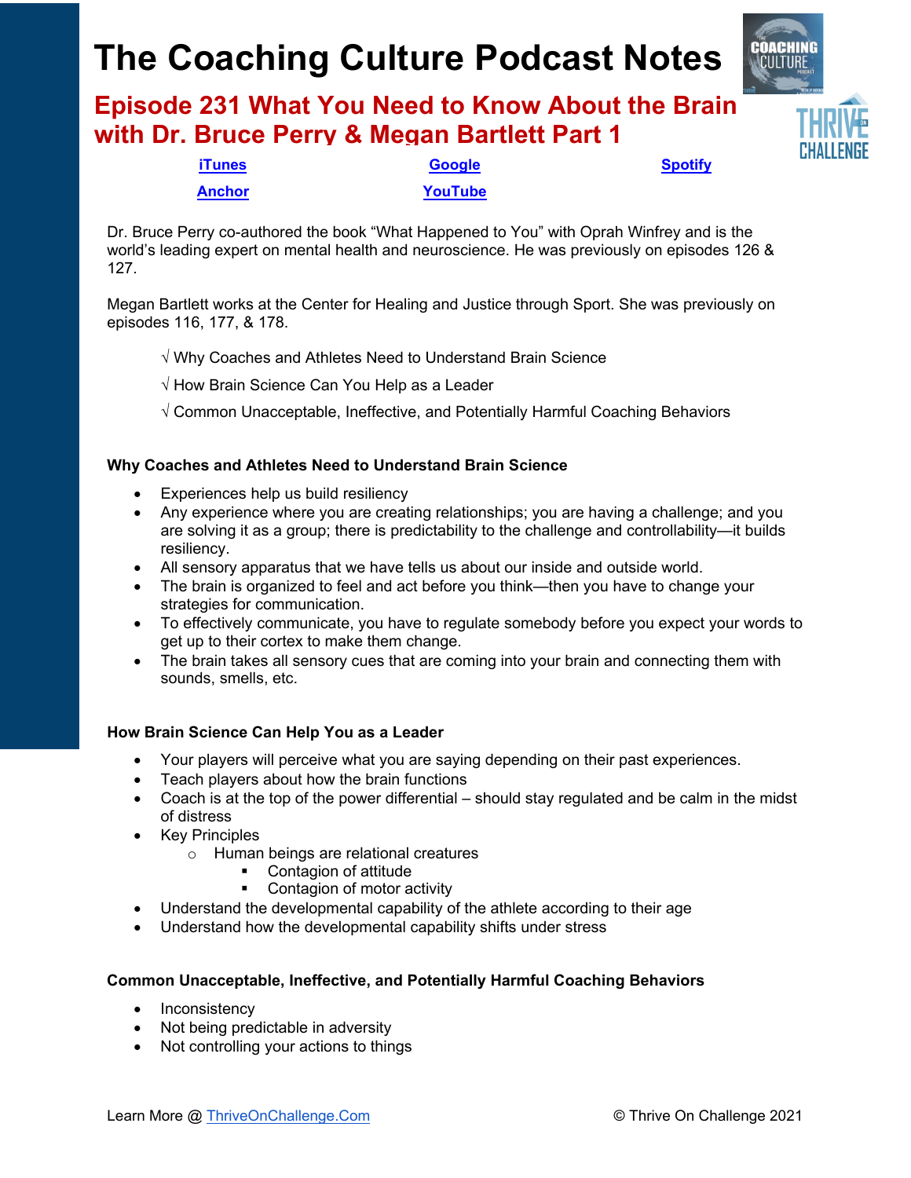# The Coaching Culture Podcast Notes

## Episode 231 What You Need to Know About the Brain with Dr. Bruce Perry & Megan Bartlett Part 1

[iTunes](#) [Google](#) [Spotify](#)

[Anchor](#) [YouTube](#)

Dr. Bruce Perry co-authored the book "What Happened to You" with Oprah Winfrey and is the world's leading expert on mental health and neuroscience. He was previously on episodes 126 & 127.

Megan Bartlett works at the Center for Healing and Justice through Sport. She was previously on episodes 116, 177, & 178.

√ Why Coaches and Athletes Need to Understand Brain Science

√ How Brain Science Can You Help as a Leader

√ Common Unacceptable, Ineffective, and Potentially Harmful Coaching Behaviors

### Why Coaches and Athletes Need to Understand Brain Science

- Experiences help us build resiliency
- Any experience where you are creating relationships; you are having a challenge; and you are solving it as a group; there is predictability to the challenge and controllability—it builds resiliency.
- All sensory apparatus that we have tells us about our inside and outside world.
- The brain is organized to feel and act before you think—then you have to change your strategies for communication.
- To effectively communicate, you have to regulate somebody before you expect your words to get up to their cortex to make them change.
- The brain takes all sensory cues that are coming into your brain and connecting them with sounds, smells, etc.

### How Brain Science Can Help You as a Leader

- Your players will perceive what you are saying depending on their past experiences.
- Teach players about how the brain functions
- Coach is at the top of the power differential – should stay regulated and be calm in the midst of distress
- Key Principles
  - Human beings are relational creatures
    - Contagion of attitude
    - Contagion of motor activity
- Understand the developmental capability of the athlete according to their age
- Understand how the developmental capability shifts under stress

### Common Unacceptable, Ineffective, and Potentially Harmful Coaching Behaviors

- Inconsistency
- Not being predictable in adversity
- Not controlling your actions to things

Learn More @ [ThriveOnChallenge.Com](#) © Thrive On Challenge 2021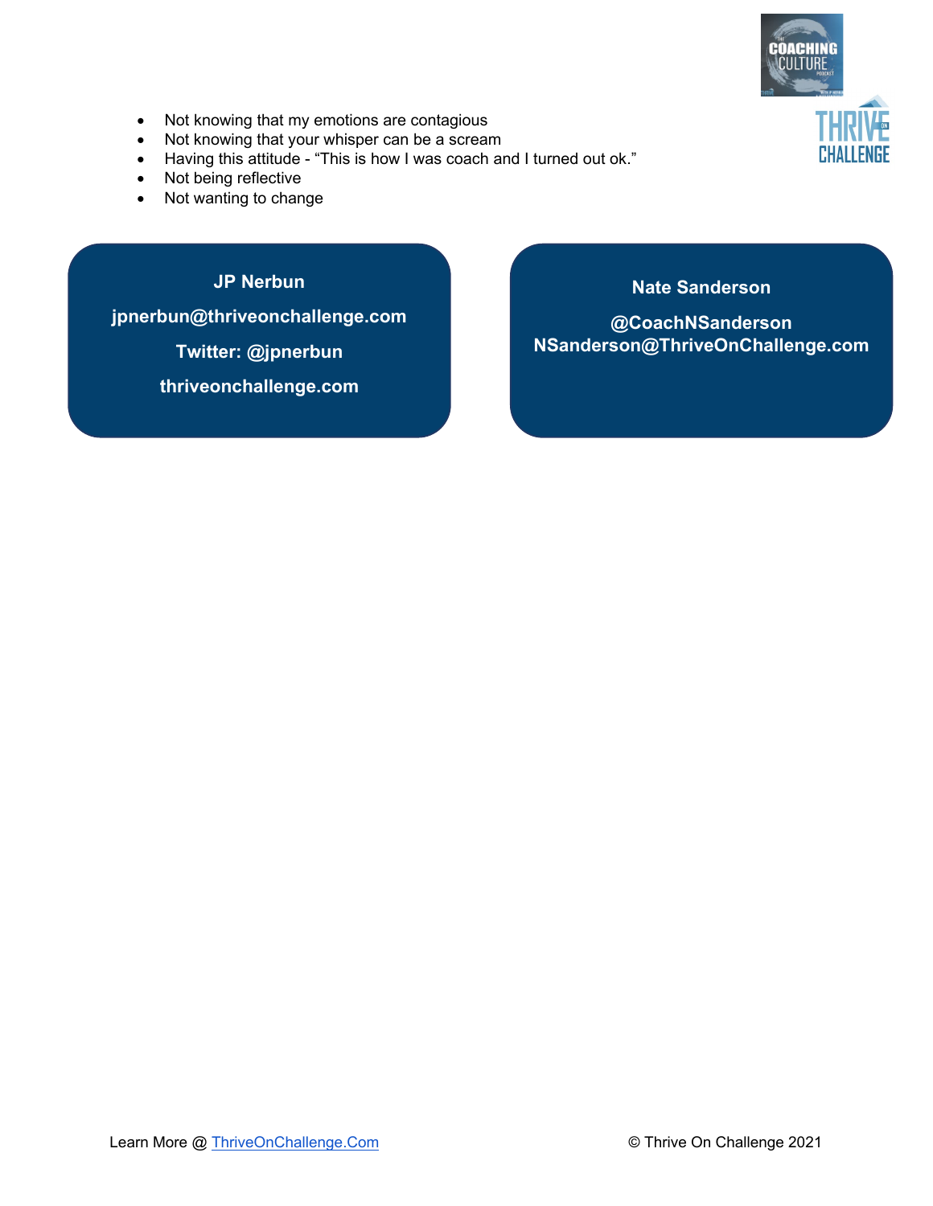- Not knowing that my emotions are contagious
- Not knowing that your whisper can be a scream
- Having this attitude - “This is how I was coach and I turned out ok.”
- Not being reflective
- Not wanting to change

**JP Nerbun**

**jpnerbun@thriveonchallenge.com**

**Twitter: @jpnerbun**

**thriveonchallenge.com**

**Nate Sanderson**

**@CoachNSanderson**
**NSanderson@ThriveOnChallenge.com**

Learn More @ ThriveOnChallenge.Com

© Thrive On Challenge 2021